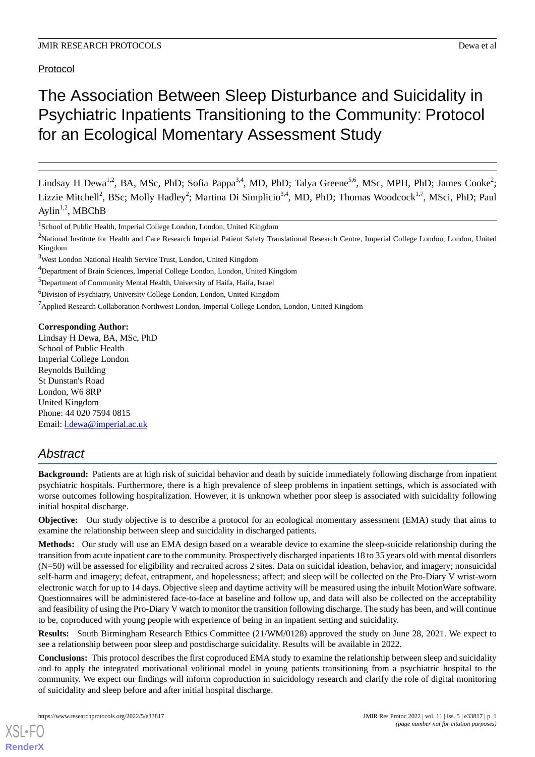Protocol

# The Association Between Sleep Disturbance and Suicidality in Psychiatric Inpatients Transitioning to the Community: Protocol for an Ecological Momentary Assessment Study

Lindsay H Dewa[1,2], BA, MSc, PhD; Sofia Pappa[3,4], MD, PhD; Talya Greene[5,6], MSc, MPH, PhD; James Cooke[2]; Lizzie Mitchell[2], BSc; Molly Hadley[2]; Martina Di Simplicio[3,4], MD, PhD; Thomas Woodcock[1,7], MSci, PhD; Paul Aylin[1,2], MBChB

[1]School of Public Health, Imperial College London, London, United Kingdom

[2]National Institute for Health and Care Research Imperial Patient Safety Translational Research Centre, Imperial College London, London, United Kingdom

[3]West London National Health Service Trust, London, United Kingdom

[4]Department of Brain Sciences, Imperial College London, London, United Kingdom

[5]Department of Community Mental Health, University of Haifa, Haifa, Israel

[6]Division of Psychiatry, University College London, London, United Kingdom

[7]Applied Research Collaboration Northwest London, Imperial College London, London, United Kingdom

**Corresponding Author:**
Lindsay H Dewa, BA, MSc, PhD
School of Public Health
Imperial College London
Reynolds Building
St Dunstan's Road
London, W6 8RP
United Kingdom
Phone: 44 020 7594 0815
Email: l.dewa@imperial.ac.uk

## Abstract

**Background:** Patients are at high risk of suicidal behavior and death by suicide immediately following discharge from inpatient psychiatric hospitals. Furthermore, there is a high prevalence of sleep problems in inpatient settings, which is associated with worse outcomes following hospitalization. However, it is unknown whether poor sleep is associated with suicidality following initial hospital discharge.

**Objective:** Our study objective is to describe a protocol for an ecological momentary assessment (EMA) study that aims to examine the relationship between sleep and suicidality in discharged patients.

**Methods:** Our study will use an EMA design based on a wearable device to examine the sleep-suicide relationship during the transition from acute inpatient care to the community. Prospectively discharged inpatients 18 to 35 years old with mental disorders (N=50) will be assessed for eligibility and recruited across 2 sites. Data on suicidal ideation, behavior, and imagery; nonsuicidal self-harm and imagery; defeat, entrapment, and hopelessness; affect; and sleep will be collected on the Pro-Diary V wrist-worn electronic watch for up to 14 days. Objective sleep and daytime activity will be measured using the inbuilt MotionWare software. Questionnaires will be administered face-to-face at baseline and follow up, and data will also be collected on the acceptability and feasibility of using the Pro-Diary V watch to monitor the transition following discharge. The study has been, and will continue to be, coproduced with young people with experience of being in an inpatient setting and suicidality.

**Results:** South Birmingham Research Ethics Committee (21/WM/0128) approved the study on June 28, 2021. We expect to see a relationship between poor sleep and postdischarge suicidality. Results will be available in 2022.

**Conclusions:** This protocol describes the first coproduced EMA study to examine the relationship between sleep and suicidality and to apply the integrated motivational volitional model in young patients transitioning from a psychiatric hospital to the community. We expect our findings will inform coproduction in suicidology research and clarify the role of digital monitoring of suicidality and sleep before and after initial hospital discharge.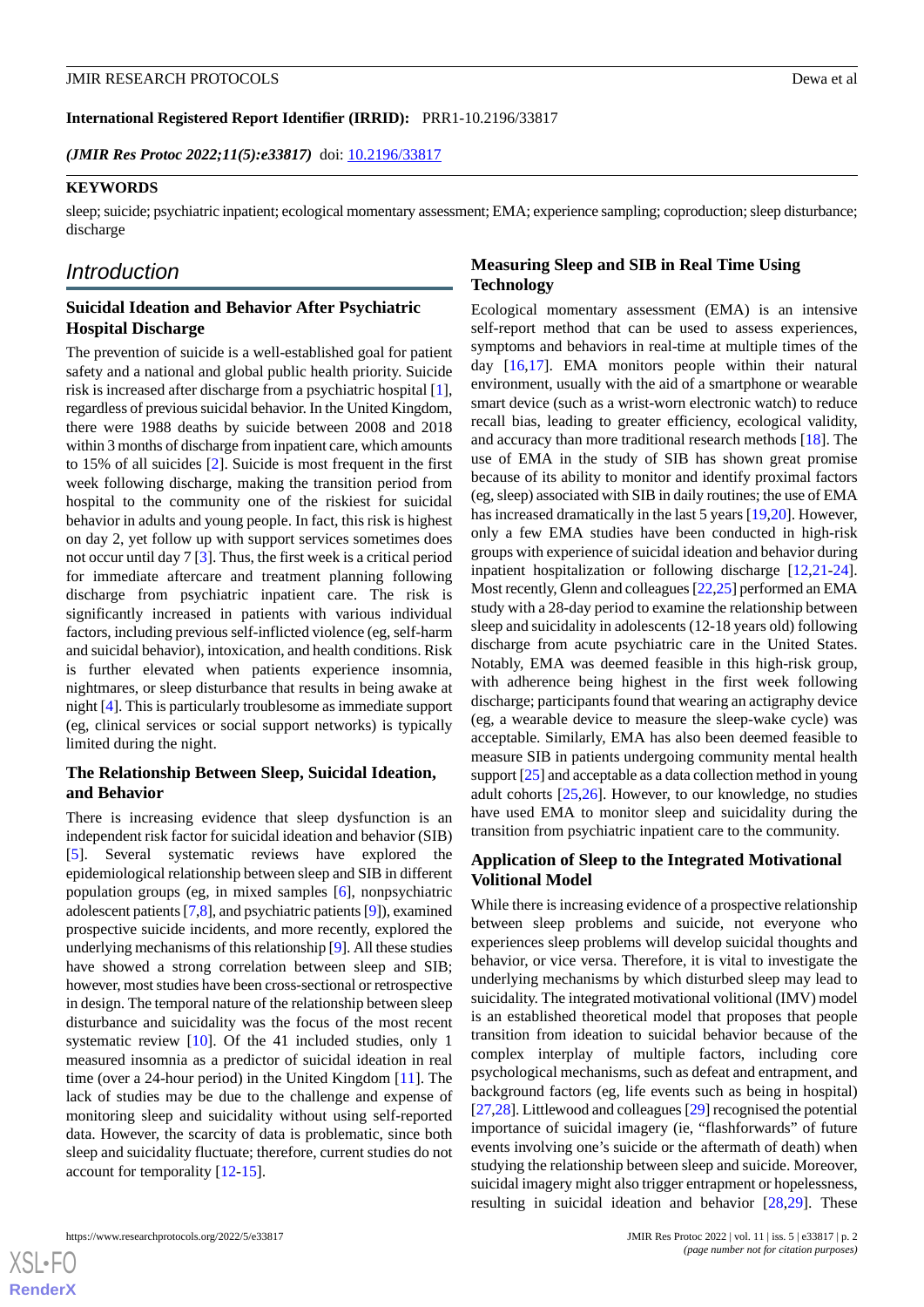**International Registered Report Identifier (IRRID):** PRR1-10.2196/33817

*(JMIR Res Protoc 2022;11(5):e33817)* doi: 10.2196/33817

**KEYWORDS**

sleep; suicide; psychiatric inpatient; ecological momentary assessment; EMA; experience sampling; coproduction; sleep disturbance; discharge

## Introduction

### Suicidal Ideation and Behavior After Psychiatric Hospital Discharge

The prevention of suicide is a well-established goal for patient safety and a national and global public health priority. Suicide risk is increased after discharge from a psychiatric hospital [1], regardless of previous suicidal behavior. In the United Kingdom, there were 1988 deaths by suicide between 2008 and 2018 within 3 months of discharge from inpatient care, which amounts to 15% of all suicides [2]. Suicide is most frequent in the first week following discharge, making the transition period from hospital to the community one of the riskiest for suicidal behavior in adults and young people. In fact, this risk is highest on day 2, yet follow up with support services sometimes does not occur until day 7 [3]. Thus, the first week is a critical period for immediate aftercare and treatment planning following discharge from psychiatric inpatient care. The risk is significantly increased in patients with various individual factors, including previous self-inflicted violence (eg, self-harm and suicidal behavior), intoxication, and health conditions. Risk is further elevated when patients experience insomnia, nightmares, or sleep disturbance that results in being awake at night [4]. This is particularly troublesome as immediate support (eg, clinical services or social support networks) is typically limited during the night.

### The Relationship Between Sleep, Suicidal Ideation, and Behavior

There is increasing evidence that sleep dysfunction is an independent risk factor for suicidal ideation and behavior (SIB) [5]. Several systematic reviews have explored the epidemiological relationship between sleep and SIB in different population groups (eg, in mixed samples [6], nonpsychiatric adolescent patients [7,8], and psychiatric patients [9]), examined prospective suicide incidents, and more recently, explored the underlying mechanisms of this relationship [9]. All these studies have showed a strong correlation between sleep and SIB; however, most studies have been cross-sectional or retrospective in design. The temporal nature of the relationship between sleep disturbance and suicidality was the focus of the most recent systematic review [10]. Of the 41 included studies, only 1 measured insomnia as a predictor of suicidal ideation in real time (over a 24-hour period) in the United Kingdom [11]. The lack of studies may be due to the challenge and expense of monitoring sleep and suicidality without using self-reported data. However, the scarcity of data is problematic, since both sleep and suicidality fluctuate; therefore, current studies do not account for temporality [12-15].

### Measuring Sleep and SIB in Real Time Using Technology

Ecological momentary assessment (EMA) is an intensive self-report method that can be used to assess experiences, symptoms and behaviors in real-time at multiple times of the day [16,17]. EMA monitors people within their natural environment, usually with the aid of a smartphone or wearable smart device (such as a wrist-worn electronic watch) to reduce recall bias, leading to greater efficiency, ecological validity, and accuracy than more traditional research methods [18]. The use of EMA in the study of SIB has shown great promise because of its ability to monitor and identify proximal factors (eg, sleep) associated with SIB in daily routines; the use of EMA has increased dramatically in the last 5 years [19,20]. However, only a few EMA studies have been conducted in high-risk groups with experience of suicidal ideation and behavior during inpatient hospitalization or following discharge [12,21-24]. Most recently, Glenn and colleagues [22,25] performed an EMA study with a 28-day period to examine the relationship between sleep and suicidality in adolescents (12-18 years old) following discharge from acute psychiatric care in the United States. Notably, EMA was deemed feasible in this high-risk group, with adherence being highest in the first week following discharge; participants found that wearing an actigraphy device (eg, a wearable device to measure the sleep-wake cycle) was acceptable. Similarly, EMA has also been deemed feasible to measure SIB in patients undergoing community mental health support [25] and acceptable as a data collection method in young adult cohorts [25,26]. However, to our knowledge, no studies have used EMA to monitor sleep and suicidality during the transition from psychiatric inpatient care to the community.

### Application of Sleep to the Integrated Motivational Volitional Model

While there is increasing evidence of a prospective relationship between sleep problems and suicide, not everyone who experiences sleep problems will develop suicidal thoughts and behavior, or vice versa. Therefore, it is vital to investigate the underlying mechanisms by which disturbed sleep may lead to suicidality. The integrated motivational volitional (IMV) model is an established theoretical model that proposes that people transition from ideation to suicidal behavior because of the complex interplay of multiple factors, including core psychological mechanisms, such as defeat and entrapment, and background factors (eg, life events such as being in hospital) [27,28]. Littlewood and colleagues [29] recognised the potential importance of suicidal imagery (ie, "flashforwards" of future events involving one's suicide or the aftermath of death) when studying the relationship between sleep and suicide. Moreover, suicidal imagery might also trigger entrapment or hopelessness, resulting in suicidal ideation and behavior [28,29]. These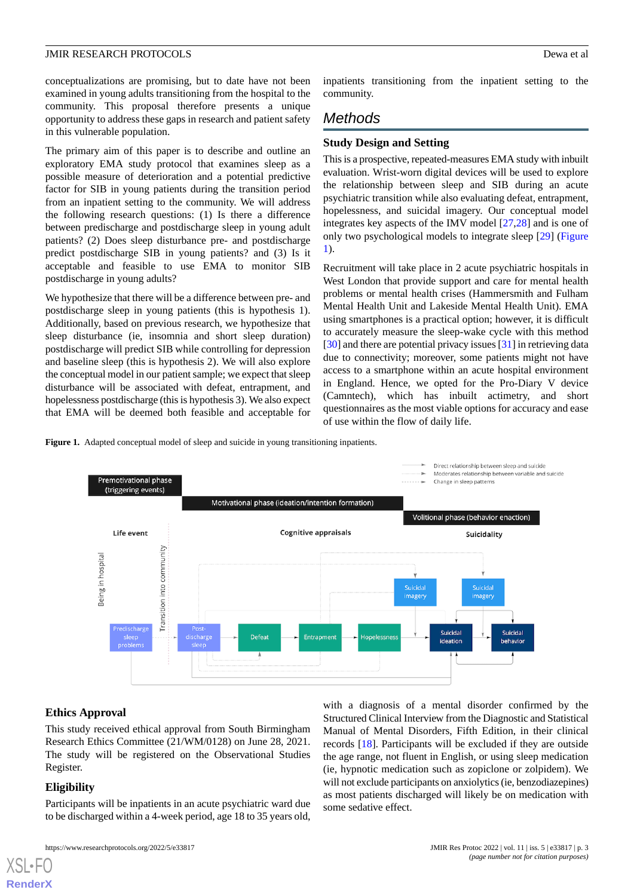conceptualizations are promising, but to date have not been examined in young adults transitioning from the hospital to the community. This proposal therefore presents a unique opportunity to address these gaps in research and patient safety in this vulnerable population.

The primary aim of this paper is to describe and outline an exploratory EMA study protocol that examines sleep as a possible measure of deterioration and a potential predictive factor for SIB in young patients during the transition period from an inpatient setting to the community. We will address the following research questions: (1) Is there a difference between predischarge and postdischarge sleep in young adult patients? (2) Does sleep disturbance pre- and postdischarge predict postdischarge SIB in young patients? and (3) Is it acceptable and feasible to use EMA to monitor SIB postdischarge in young adults?

We hypothesize that there will be a difference between pre- and postdischarge sleep in young patients (this is hypothesis 1). Additionally, based on previous research, we hypothesize that sleep disturbance (ie, insomnia and short sleep duration) postdischarge will predict SIB while controlling for depression and baseline sleep (this is hypothesis 2). We will also explore the conceptual model in our patient sample; we expect that sleep disturbance will be associated with defeat, entrapment, and hopelessness postdischarge (this is hypothesis 3). We also expect that EMA will be deemed both feasible and acceptable for inpatients transitioning from the inpatient setting to the community.

# Methods

## Study Design and Setting

This is a prospective, repeated-measures EMA study with inbuilt evaluation. Wrist-worn digital devices will be used to explore the relationship between sleep and SIB during an acute psychiatric transition while also evaluating defeat, entrapment, hopelessness, and suicidal imagery. Our conceptual model integrates key aspects of the IMV model [27,28] and is one of only two psychological models to integrate sleep [29] (Figure 1).

Recruitment will take place in 2 acute psychiatric hospitals in West London that provide support and care for mental health problems or mental health crises (Hammersmith and Fulham Mental Health Unit and Lakeside Mental Health Unit). EMA using smartphones is a practical option; however, it is difficult to accurately measure the sleep-wake cycle with this method [30] and there are potential privacy issues [31] in retrieving data due to connectivity; moreover, some patients might not have access to a smartphone within an acute hospital environment in England. Hence, we opted for the Pro-Diary V device (Camntech), which has inbuilt actimetry, and short questionnaires as the most viable options for accuracy and ease of use within the flow of daily life.

**Figure 1.** Adapted conceptual model of sleep and suicide in young transitioning inpatients.

## Ethics Approval

This study received ethical approval from South Birmingham Research Ethics Committee (21/WM/0128) on June 28, 2021. The study will be registered on the Observational Studies Register.

## Eligibility

Participants will be inpatients in an acute psychiatric ward due to be discharged within a 4-week period, age 18 to 35 years old, with a diagnosis of a mental disorder confirmed by the Structured Clinical Interview from the Diagnostic and Statistical Manual of Mental Disorders, Fifth Edition, in their clinical records [18]. Participants will be excluded if they are outside the age range, not fluent in English, or using sleep medication (ie, hypnotic medication such as zopiclone or zolpidem). We will not exclude participants on anxiolytics (ie, benzodiazepines) as most patients discharged will likely be on medication with some sedative effect.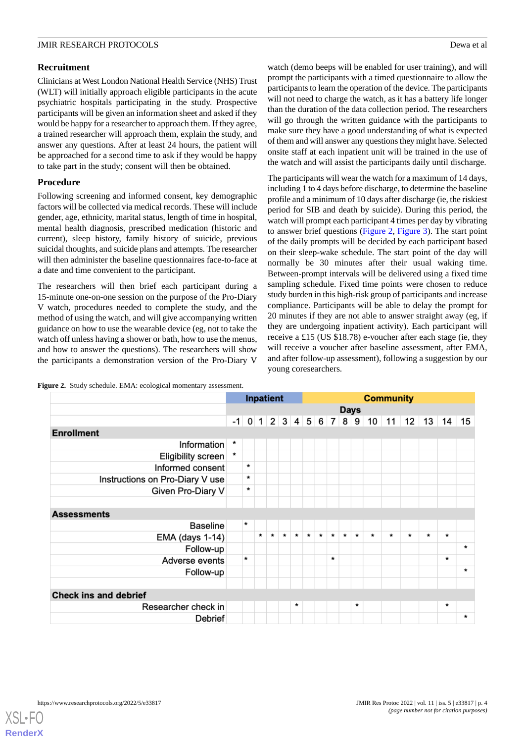## Recruitment

Clinicians at West London National Health Service (NHS) Trust (WLT) will initially approach eligible participants in the acute psychiatric hospitals participating in the study. Prospective participants will be given an information sheet and asked if they would be happy for a researcher to approach them. If they agree, a trained researcher will approach them, explain the study, and answer any questions. After at least 24 hours, the patient will be approached for a second time to ask if they would be happy to take part in the study; consent will then be obtained.

## Procedure

Following screening and informed consent, key demographic factors will be collected via medical records. These will include gender, age, ethnicity, marital status, length of time in hospital, mental health diagnosis, prescribed medication (historic and current), sleep history, family history of suicide, previous suicidal thoughts, and suicide plans and attempts. The researcher will then administer the baseline questionnaires face-to-face at a date and time convenient to the participant.

The researchers will then brief each participant during a 15-minute one-on-one session on the purpose of the Pro-Diary V watch, procedures needed to complete the study, and the method of using the watch, and will give accompanying written guidance on how to use the wearable device (eg, not to take the watch off unless having a shower or bath, how to use the menus, and how to answer the questions). The researchers will show the participants a demonstration version of the Pro-Diary V watch (demo beeps will be enabled for user training), and will prompt the participants with a timed questionnaire to allow the participants to learn the operation of the device. The participants will not need to charge the watch, as it has a battery life longer than the duration of the data collection period. The researchers will go through the written guidance with the participants to make sure they have a good understanding of what is expected of them and will answer any questions they might have. Selected onsite staff at each inpatient unit will be trained in the use of the watch and will assist the participants daily until discharge.

The participants will wear the watch for a maximum of 14 days, including 1 to 4 days before discharge, to determine the baseline profile and a minimum of 10 days after discharge (ie, the riskiest period for SIB and death by suicide). During this period, the watch will prompt each participant 4 times per day by vibrating to answer brief questions (Figure 2, Figure 3). The start point of the daily prompts will be decided by each participant based on their sleep-wake schedule. The start point for the day will normally be 30 minutes after their usual waking time. Between-prompt intervals will be delivered using a fixed time sampling schedule. Fixed time points were chosen to reduce study burden in this high-risk group of participants and increase compliance. Participants will be able to delay the prompt for 20 minutes if they are not able to answer straight away (eg, if they are undergoing inpatient activity). Each participant will receive a £15 (US $18.78) e-voucher after each stage (ie, they will receive a voucher after baseline assessment, after EMA, and after follow-up assessment), following a suggestion by our young coresearchers.

**Figure 2.** Study schedule. EMA: ecological momentary assessment.

| | Inpatient | | | | | | Community | | | | | | | | | | |
|---|---|---|---|---|---|---|---|---|---|---|---|---|---|---|---|---|---|
| | Days | | | | | | | | | | | | | | | | |
| | -1 | 0 | 1 | 2 | 3 | 4 | 5 | 6 | 7 | 8 | 9 | 10 | 11 | 12 | 13 | 14 | 15 |
| **Enrollment** | | | | | | | | | | | | | | | | | |
| Information | * | | | | | | | | | | | | | | | | |
| Eligibility screen | * | | | | | | | | | | | | | | | | |
| Informed consent | | * | | | | | | | | | | | | | | | |
| Instructions on Pro-Diary V use | | * | | | | | | | | | | | | | | | |
| Given Pro-Diary V | | * | | | | | | | | | | | | | | | |
| **Assessments** | | | | | | | | | | | | | | | | | |
| Baseline | | * | | | | | | | | | | | | | | | |
| EMA (days 1-14) | | | * | * | * | * | * | * | * | * | * | * | * | * | * | * | |
| Follow-up | | | | | | | | | | | | | | | | | * |
| Adverse events | | * | | | | | | | * | | | | | | | * | |
| Follow-up | | | | | | | | | | | | | | | | | * |
| **Check ins and debrief** | | | | | | | | | | | | | | | | | |
| Researcher check in | | | | | | * | | | | | * | | | | | * | |
| Debrief | | | | | | | | | | | | | | | | | * |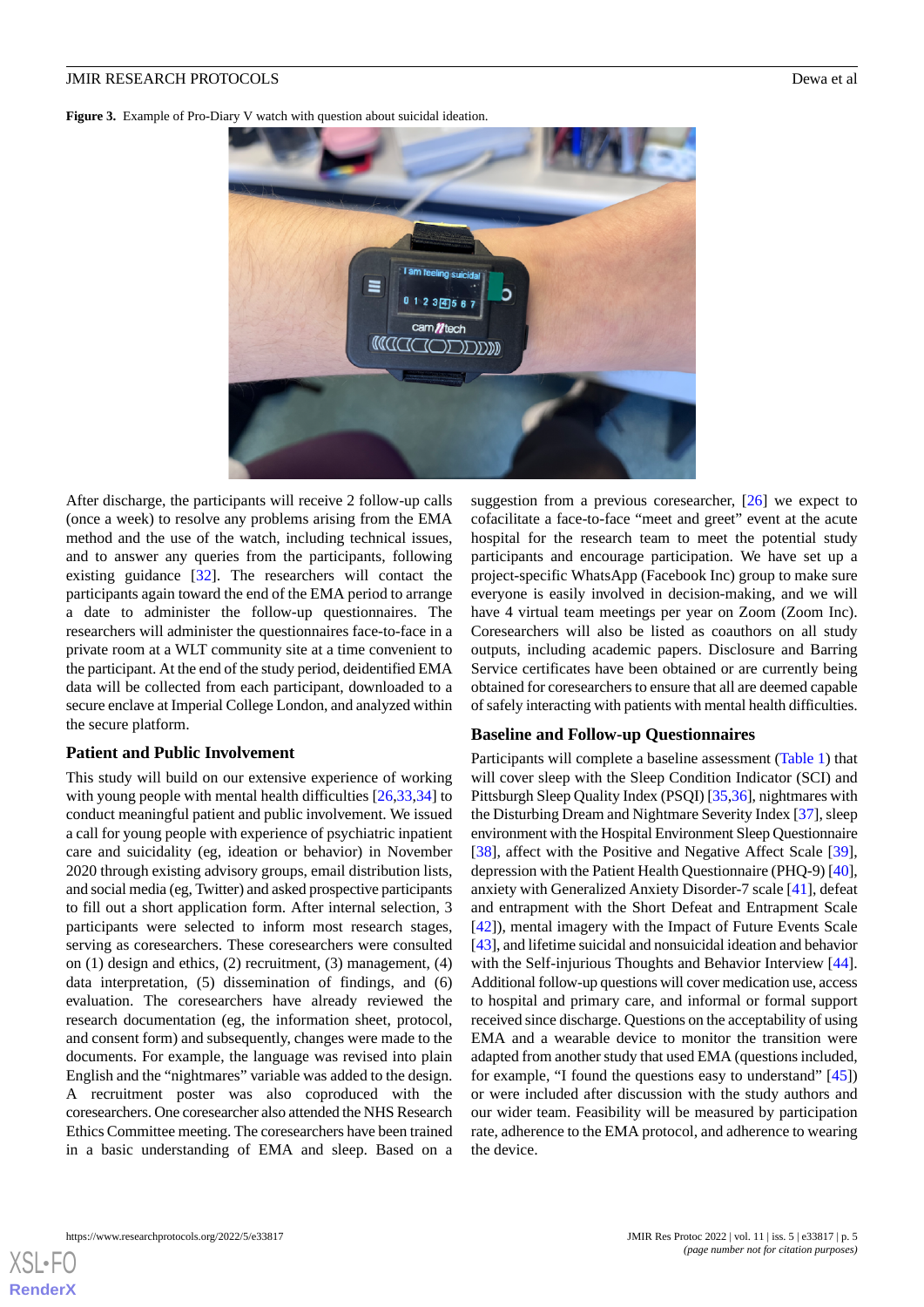**Figure 3.** Example of Pro-Diary V watch with question about suicidal ideation.

After discharge, the participants will receive 2 follow-up calls (once a week) to resolve any problems arising from the EMA method and the use of the watch, including technical issues, and to answer any queries from the participants, following existing guidance [32]. The researchers will contact the participants again toward the end of the EMA period to arrange a date to administer the follow-up questionnaires. The researchers will administer the questionnaires face-to-face in a private room at a WLT community site at a time convenient to the participant. At the end of the study period, deidentified EMA data will be collected from each participant, downloaded to a secure enclave at Imperial College London, and analyzed within the secure platform.

### Patient and Public Involvement

This study will build on our extensive experience of working with young people with mental health difficulties [26,33,34] to conduct meaningful patient and public involvement. We issued a call for young people with experience of psychiatric inpatient care and suicidality (eg, ideation or behavior) in November 2020 through existing advisory groups, email distribution lists, and social media (eg, Twitter) and asked prospective participants to fill out a short application form. After internal selection, 3 participants were selected to inform most research stages, serving as coresearchers. These coresearchers were consulted on (1) design and ethics, (2) recruitment, (3) management, (4) data interpretation, (5) dissemination of findings, and (6) evaluation. The coresearchers have already reviewed the research documentation (eg, the information sheet, protocol, and consent form) and subsequently, changes were made to the documents. For example, the language was revised into plain English and the "nightmares" variable was added to the design. A recruitment poster was also coproduced with the coresearchers. One coresearcher also attended the NHS Research Ethics Committee meeting. The coresearchers have been trained in a basic understanding of EMA and sleep. Based on a suggestion from a previous coresearcher, [26] we expect to cofacilitate a face-to-face "meet and greet" event at the acute hospital for the research team to meet the potential study participants and encourage participation. We have set up a project-specific WhatsApp (Facebook Inc) group to make sure everyone is easily involved in decision-making, and we will have 4 virtual team meetings per year on Zoom (Zoom Inc). Coresearchers will also be listed as coauthors on all study outputs, including academic papers. Disclosure and Barring Service certificates have been obtained or are currently being obtained for coresearchers to ensure that all are deemed capable of safely interacting with patients with mental health difficulties.

### Baseline and Follow-up Questionnaires

Participants will complete a baseline assessment (Table 1) that will cover sleep with the Sleep Condition Indicator (SCI) and Pittsburgh Sleep Quality Index (PSQI) [35,36], nightmares with the Disturbing Dream and Nightmare Severity Index [37], sleep environment with the Hospital Environment Sleep Questionnaire [38], affect with the Positive and Negative Affect Scale [39], depression with the Patient Health Questionnaire (PHQ-9) [40], anxiety with Generalized Anxiety Disorder-7 scale [41], defeat and entrapment with the Short Defeat and Entrapment Scale [42]), mental imagery with the Impact of Future Events Scale [43], and lifetime suicidal and nonsuicidal ideation and behavior with the Self-injurious Thoughts and Behavior Interview [44]. Additional follow-up questions will cover medication use, access to hospital and primary care, and informal or formal support received since discharge. Questions on the acceptability of using EMA and a wearable device to monitor the transition were adapted from another study that used EMA (questions included, for example, "I found the questions easy to understand" [45]) or were included after discussion with the study authors and our wider team. Feasibility will be measured by participation rate, adherence to the EMA protocol, and adherence to wearing the device.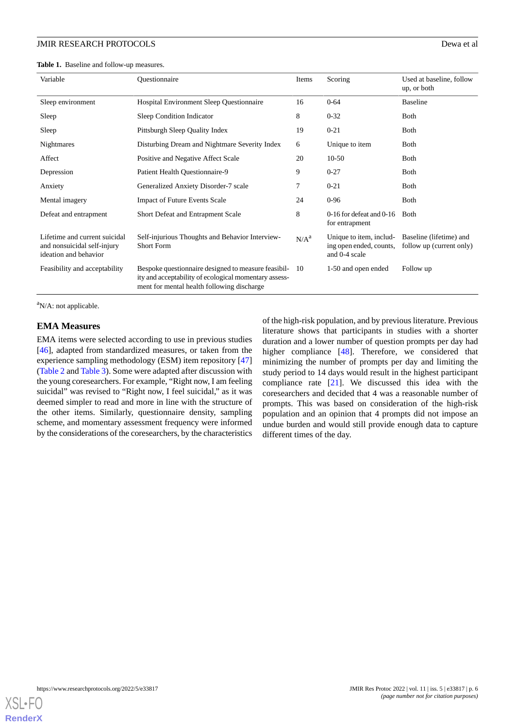**Table 1.** Baseline and follow-up measures.

| Variable | Questionnaire | Items | Scoring | Used at baseline, follow up, or both |
|---|---|---|---|---|
| Sleep environment | Hospital Environment Sleep Questionnaire | 16 | 0-64 | Baseline |
| Sleep | Sleep Condition Indicator | 8 | 0-32 | Both |
| Sleep | Pittsburgh Sleep Quality Index | 19 | 0-21 | Both |
| Nightmares | Disturbing Dream and Nightmare Severity Index | 6 | Unique to item | Both |
| Affect | Positive and Negative Affect Scale | 20 | 10-50 | Both |
| Depression | Patient Health Questionnaire-9 | 9 | 0-27 | Both |
| Anxiety | Generalized Anxiety Disorder-7 scale | 7 | 0-21 | Both |
| Mental imagery | Impact of Future Events Scale | 24 | 0-96 | Both |
| Defeat and entrapment | Short Defeat and Entrapment Scale | 8 | 0-16 for defeat and 0-16 for entrapment | Both |
| Lifetime and current suicidal and nonsuicidal self-injury ideation and behavior | Self-injurious Thoughts and Behavior Interview-Short Form | N/A[a] | Unique to item, including open ended, counts, and 0-4 scale | Baseline (lifetime) and follow up (current only) |
| Feasibility and acceptability | Bespoke questionnaire designed to measure feasibility and acceptability of ecological momentary assessment for mental health following discharge | 10 | 1-50 and open ended | Follow up |

[a]N/A: not applicable.

## EMA Measures

EMA items were selected according to use in previous studies [46], adapted from standardized measures, or taken from the experience sampling methodology (ESM) item repository [47] (Table 2 and Table 3). Some were adapted after discussion with the young coresearchers. For example, "Right now, I am feeling suicidal" was revised to "Right now, I feel suicidal," as it was deemed simpler to read and more in line with the structure of the other items. Similarly, questionnaire density, sampling scheme, and momentary assessment frequency were informed by the considerations of the coresearchers, by the characteristics of the high-risk population, and by previous literature. Previous literature shows that participants in studies with a shorter duration and a lower number of question prompts per day had higher compliance [48]. Therefore, we considered that minimizing the number of prompts per day and limiting the study period to 14 days would result in the highest participant compliance rate [21]. We discussed this idea with the coresearchers and decided that 4 was a reasonable number of prompts. This was based on consideration of the high-risk population and an opinion that 4 prompts did not impose an undue burden and would still provide enough data to capture different times of the day.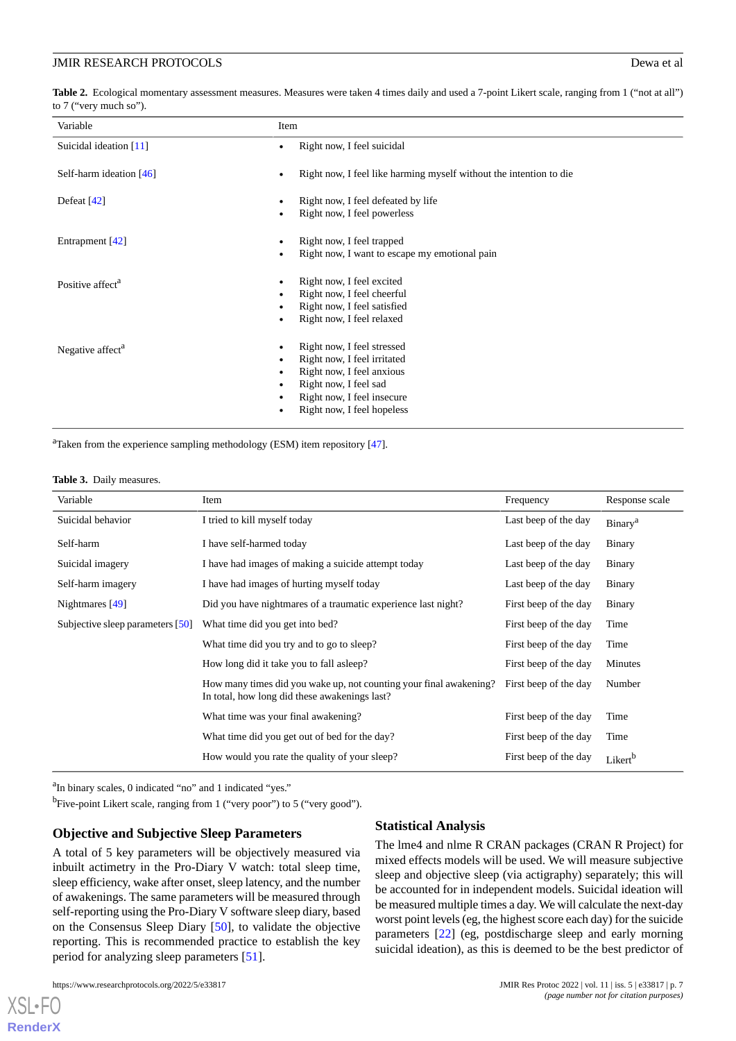**Table 2.** Ecological momentary assessment measures. Measures were taken 4 times daily and used a 7-point Likert scale, ranging from 1 ("not at all") to 7 ("very much so").

| Variable | Item |
|---|---|
| Suicidal ideation [11] | • Right now, I feel suicidal |
| Self-harm ideation [46] | • Right now, I feel like harming myself without the intention to die |
| Defeat [42] | • Right now, I feel defeated by life<br>• Right now, I feel powerless |
| Entrapment [42] | • Right now, I feel trapped<br>• Right now, I want to escape my emotional pain |
| Positive affect[a] | • Right now, I feel excited<br>• Right now, I feel cheerful<br>• Right now, I feel satisfied<br>• Right now, I feel relaxed |
| Negative affect[a] | • Right now, I feel stressed<br>• Right now, I feel irritated<br>• Right now, I feel anxious<br>• Right now, I feel sad<br>• Right now, I feel insecure<br>• Right now, I feel hopeless |

[a]Taken from the experience sampling methodology (ESM) item repository [47].

**Table 3.** Daily measures.

| Variable | Item | Frequency | Response scale |
|---|---|---|---|
| Suicidal behavior | I tried to kill myself today | Last beep of the day | Binary[a] |
| Self-harm | I have self-harmed today | Last beep of the day | Binary |
| Suicidal imagery | I have had images of making a suicide attempt today | Last beep of the day | Binary |
| Self-harm imagery | I have had images of hurting myself today | Last beep of the day | Binary |
| Nightmares [49] | Did you have nightmares of a traumatic experience last night? | First beep of the day | Binary |
| Subjective sleep parameters [50] | What time did you get into bed? | First beep of the day | Time |
| | What time did you try and to go to sleep? | First beep of the day | Time |
| | How long did it take you to fall asleep? | First beep of the day | Minutes |
| | How many times did you wake up, not counting your final awakening? In total, how long did these awakenings last? | First beep of the day | Number |
| | What time was your final awakening? | First beep of the day | Time |
| | What time did you get out of bed for the day? | First beep of the day | Time |
| | How would you rate the quality of your sleep? | First beep of the day | Likert[b] |

[a]In binary scales, 0 indicated "no" and 1 indicated "yes."

[b]Five-point Likert scale, ranging from 1 ("very poor") to 5 ("very good").

### Objective and Subjective Sleep Parameters

A total of 5 key parameters will be objectively measured via inbuilt actimetry in the Pro-Diary V watch: total sleep time, sleep efficiency, wake after onset, sleep latency, and the number of awakenings. The same parameters will be measured through self-reporting using the Pro-Diary V software sleep diary, based on the Consensus Sleep Diary [50], to validate the objective reporting. This is recommended practice to establish the key period for analyzing sleep parameters [51].

### Statistical Analysis

The lme4 and nlme R CRAN packages (CRAN R Project) for mixed effects models will be used. We will measure subjective sleep and objective sleep (via actigraphy) separately; this will be accounted for in independent models. Suicidal ideation will be measured multiple times a day. We will calculate the next-day worst point levels (eg, the highest score each day) for the suicide parameters [22] (eg, postdischarge sleep and early morning suicidal ideation), as this is deemed to be the best predictor of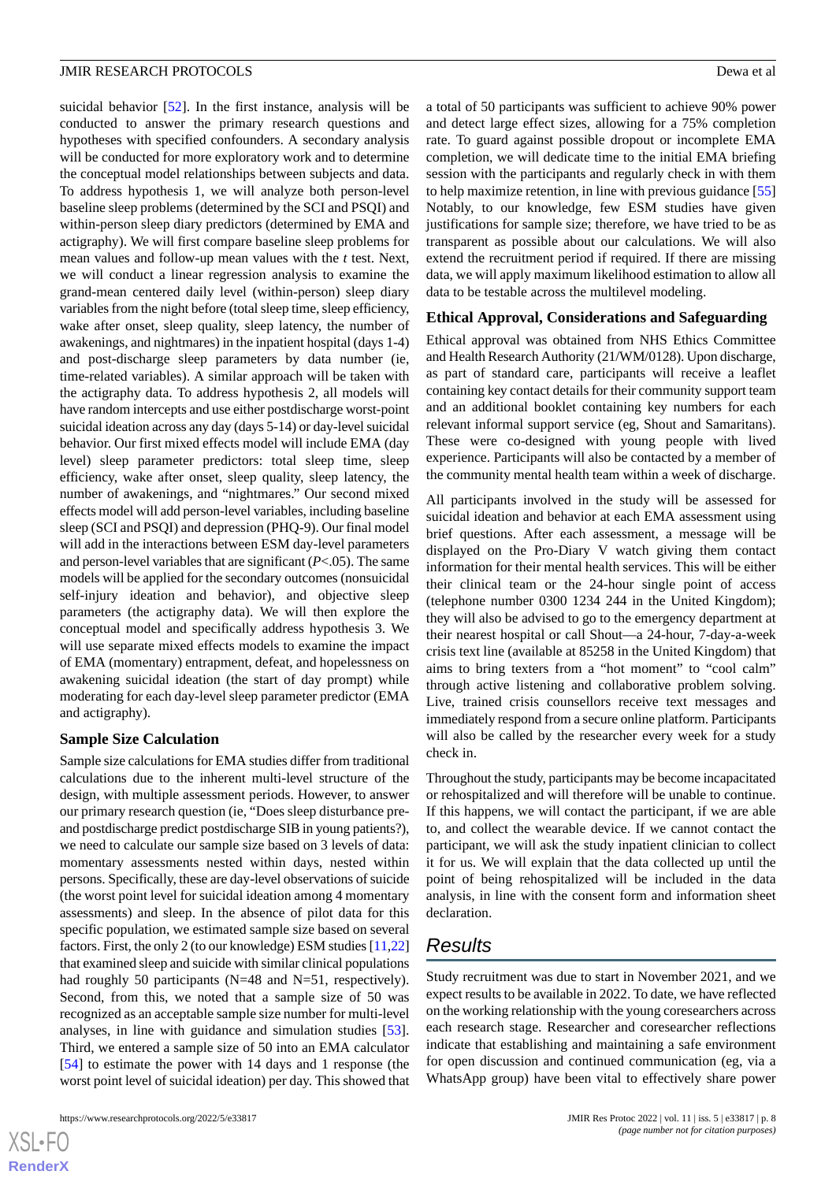suicidal behavior [52]. In the first instance, analysis will be conducted to answer the primary research questions and hypotheses with specified confounders. A secondary analysis will be conducted for more exploratory work and to determine the conceptual model relationships between subjects and data. To address hypothesis 1, we will analyze both person-level baseline sleep problems (determined by the SCI and PSQI) and within-person sleep diary predictors (determined by EMA and actigraphy). We will first compare baseline sleep problems for mean values and follow-up mean values with the *t* test. Next, we will conduct a linear regression analysis to examine the grand-mean centered daily level (within-person) sleep diary variables from the night before (total sleep time, sleep efficiency, wake after onset, sleep quality, sleep latency, the number of awakenings, and nightmares) in the inpatient hospital (days 1-4) and post-discharge sleep parameters by data number (ie, time-related variables). A similar approach will be taken with the actigraphy data. To address hypothesis 2, all models will have random intercepts and use either postdischarge worst-point suicidal ideation across any day (days 5-14) or day-level suicidal behavior. Our first mixed effects model will include EMA (day level) sleep parameter predictors: total sleep time, sleep efficiency, wake after onset, sleep quality, sleep latency, the number of awakenings, and "nightmares." Our second mixed effects model will add person-level variables, including baseline sleep (SCI and PSQI) and depression (PHQ-9). Our final model will add in the interactions between ESM day-level parameters and person-level variables that are significant ($P<.05$). The same models will be applied for the secondary outcomes (nonsuicidal self-injury ideation and behavior), and objective sleep parameters (the actigraphy data). We will then explore the conceptual model and specifically address hypothesis 3. We will use separate mixed effects models to examine the impact of EMA (momentary) entrapment, defeat, and hopelessness on awakening suicidal ideation (the start of day prompt) while moderating for each day-level sleep parameter predictor (EMA and actigraphy).

### Sample Size Calculation

Sample size calculations for EMA studies differ from traditional calculations due to the inherent multi-level structure of the design, with multiple assessment periods. However, to answer our primary research question (ie, "Does sleep disturbance pre- and postdischarge predict postdischarge SIB in young patients?), we need to calculate our sample size based on 3 levels of data: momentary assessments nested within days, nested within persons. Specifically, these are day-level observations of suicide (the worst point level for suicidal ideation among 4 momentary assessments) and sleep. In the absence of pilot data for this specific population, we estimated sample size based on several factors. First, the only 2 (to our knowledge) ESM studies [11,22] that examined sleep and suicide with similar clinical populations had roughly 50 participants (N=48 and N=51, respectively). Second, from this, we noted that a sample size of 50 was recognized as an acceptable sample size number for multi-level analyses, in line with guidance and simulation studies [53]. Third, we entered a sample size of 50 into an EMA calculator [54] to estimate the power with 14 days and 1 response (the worst point level of suicidal ideation) per day. This showed that a total of 50 participants was sufficient to achieve 90% power and detect large effect sizes, allowing for a 75% completion rate. To guard against possible dropout or incomplete EMA completion, we will dedicate time to the initial EMA briefing session with the participants and regularly check in with them to help maximize retention, in line with previous guidance [55] Notably, to our knowledge, few ESM studies have given justifications for sample size; therefore, we have tried to be as transparent as possible about our calculations. We will also extend the recruitment period if required. If there are missing data, we will apply maximum likelihood estimation to allow all data to be testable across the multilevel modeling.

### Ethical Approval, Considerations and Safeguarding

Ethical approval was obtained from NHS Ethics Committee and Health Research Authority (21/WM/0128). Upon discharge, as part of standard care, participants will receive a leaflet containing key contact details for their community support team and an additional booklet containing key numbers for each relevant informal support service (eg, Shout and Samaritans). These were co-designed with young people with lived experience. Participants will also be contacted by a member of the community mental health team within a week of discharge.

All participants involved in the study will be assessed for suicidal ideation and behavior at each EMA assessment using brief questions. After each assessment, a message will be displayed on the Pro-Diary V watch giving them contact information for their mental health services. This will be either their clinical team or the 24-hour single point of access (telephone number 0300 1234 244 in the United Kingdom); they will also be advised to go to the emergency department at their nearest hospital or call Shout—a 24-hour, 7-day-a-week crisis text line (available at 85258 in the United Kingdom) that aims to bring texters from a "hot moment" to "cool calm" through active listening and collaborative problem solving. Live, trained crisis counsellors receive text messages and immediately respond from a secure online platform. Participants will also be called by the researcher every week for a study check in.

Throughout the study, participants may be become incapacitated or rehospitalized and will therefore will be unable to continue. If this happens, we will contact the participant, if we are able to, and collect the wearable device. If we cannot contact the participant, we will ask the study inpatient clinician to collect it for us. We will explain that the data collected up until the point of being rehospitalized will be included in the data analysis, in line with the consent form and information sheet declaration.

## Results

Study recruitment was due to start in November 2021, and we expect results to be available in 2022. To date, we have reflected on the working relationship with the young coresearchers across each research stage. Researcher and coresearcher reflections indicate that establishing and maintaining a safe environment for open discussion and continued communication (eg, via a WhatsApp group) have been vital to effectively share power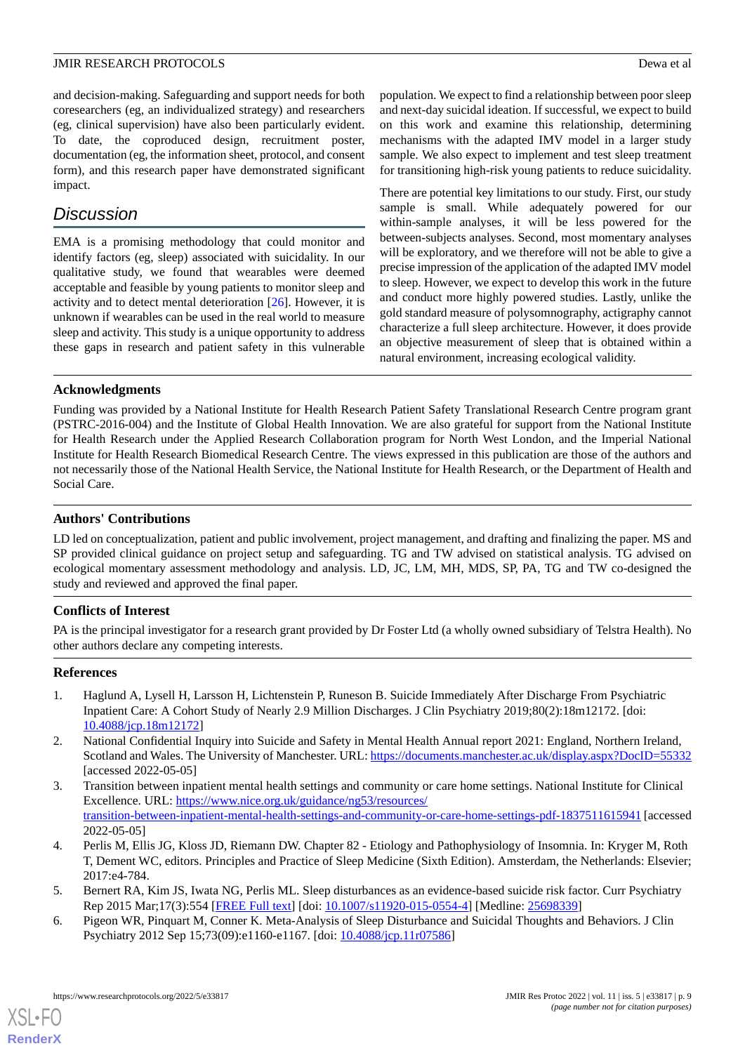and decision-making. Safeguarding and support needs for both coresearchers (eg, an individualized strategy) and researchers (eg, clinical supervision) have also been particularly evident. To date, the coproduced design, recruitment poster, documentation (eg, the information sheet, protocol, and consent form), and this research paper have demonstrated significant impact.

## Discussion

EMA is a promising methodology that could monitor and identify factors (eg, sleep) associated with suicidality. In our qualitative study, we found that wearables were deemed acceptable and feasible by young patients to monitor sleep and activity and to detect mental deterioration [26]. However, it is unknown if wearables can be used in the real world to measure sleep and activity. This study is a unique opportunity to address these gaps in research and patient safety in this vulnerable population. We expect to find a relationship between poor sleep and next-day suicidal ideation. If successful, we expect to build on this work and examine this relationship, determining mechanisms with the adapted IMV model in a larger study sample. We also expect to implement and test sleep treatment for transitioning high-risk young patients to reduce suicidality.

There are potential key limitations to our study. First, our study sample is small. While adequately powered for our within-sample analyses, it will be less powered for the between-subjects analyses. Second, most momentary analyses will be exploratory, and we therefore will not be able to give a precise impression of the application of the adapted IMV model to sleep. However, we expect to develop this work in the future and conduct more highly powered studies. Lastly, unlike the gold standard measure of polysomnography, actigraphy cannot characterize a full sleep architecture. However, it does provide an objective measurement of sleep that is obtained within a natural environment, increasing ecological validity.

### Acknowledgments

Funding was provided by a National Institute for Health Research Patient Safety Translational Research Centre program grant (PSTRC-2016-004) and the Institute of Global Health Innovation. We are also grateful for support from the National Institute for Health Research under the Applied Research Collaboration program for North West London, and the Imperial National Institute for Health Research Biomedical Research Centre. The views expressed in this publication are those of the authors and not necessarily those of the National Health Service, the National Institute for Health Research, or the Department of Health and Social Care.

### Authors' Contributions

LD led on conceptualization, patient and public involvement, project management, and drafting and finalizing the paper. MS and SP provided clinical guidance on project setup and safeguarding. TG and TW advised on statistical analysis. TG advised on ecological momentary assessment methodology and analysis. LD, JC, LM, MH, MDS, SP, PA, TG and TW co-designed the study and reviewed and approved the final paper.

### Conflicts of Interest

PA is the principal investigator for a research grant provided by Dr Foster Ltd (a wholly owned subsidiary of Telstra Health). No other authors declare any competing interests.

### References

1. Haglund A, Lysell H, Larsson H, Lichtenstein P, Runeson B. Suicide Immediately After Discharge From Psychiatric Inpatient Care: A Cohort Study of Nearly 2.9 Million Discharges. J Clin Psychiatry 2019;80(2):18m12172. [doi: 10.4088/jcp.18m12172]
2. National Confidential Inquiry into Suicide and Safety in Mental Health Annual report 2021: England, Northern Ireland, Scotland and Wales. The University of Manchester. URL: https://documents.manchester.ac.uk/display.aspx?DocID=55332 [accessed 2022-05-05]
3. Transition between inpatient mental health settings and community or care home settings. National Institute for Clinical Excellence. URL: https://www.nice.org.uk/guidance/ng53/resources/transition-between-inpatient-mental-health-settings-and-community-or-care-home-settings-pdf-1837511615941 [accessed 2022-05-05]
4. Perlis M, Ellis JG, Kloss JD, Riemann DW. Chapter 82 - Etiology and Pathophysiology of Insomnia. In: Kryger M, Roth T, Dement WC, editors. Principles and Practice of Sleep Medicine (Sixth Edition). Amsterdam, the Netherlands: Elsevier; 2017:e4-784.
5. Bernert RA, Kim JS, Iwata NG, Perlis ML. Sleep disturbances as an evidence-based suicide risk factor. Curr Psychiatry Rep 2015 Mar;17(3):554 [FREE Full text] [doi: 10.1007/s11920-015-0554-4] [Medline: 25698339]
6. Pigeon WR, Pinquart M, Conner K. Meta-Analysis of Sleep Disturbance and Suicidal Thoughts and Behaviors. J Clin Psychiatry 2012 Sep 15;73(09):e1160-e1167. [doi: 10.4088/jcp.11r07586]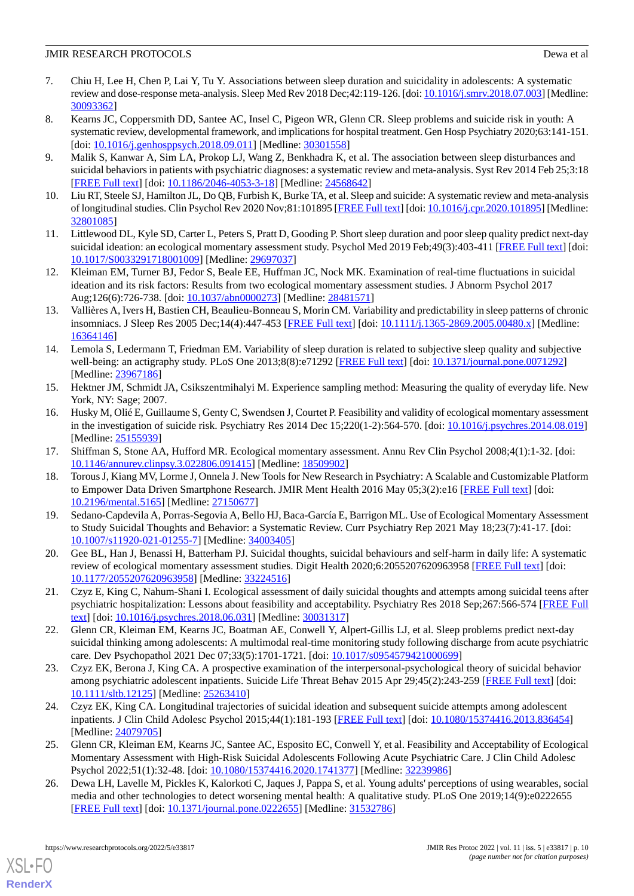7. Chiu H, Lee H, Chen P, Lai Y, Tu Y. Associations between sleep duration and suicidality in adolescents: A systematic review and dose-response meta-analysis. Sleep Med Rev 2018 Dec;42:119-126. [doi: 10.1016/j.smrv.2018.07.003] [Medline: 30093362]
8. Kearns JC, Coppersmith DD, Santee AC, Insel C, Pigeon WR, Glenn CR. Sleep problems and suicide risk in youth: A systematic review, developmental framework, and implications for hospital treatment. Gen Hosp Psychiatry 2020;63:141-151. [doi: 10.1016/j.genhosppsych.2018.09.011] [Medline: 30301558]
9. Malik S, Kanwar A, Sim LA, Prokop LJ, Wang Z, Benkhadra K, et al. The association between sleep disturbances and suicidal behaviors in patients with psychiatric diagnoses: a systematic review and meta-analysis. Syst Rev 2014 Feb 25;3:18 [FREE Full text] [doi: 10.1186/2046-4053-3-18] [Medline: 24568642]
10. Liu RT, Steele SJ, Hamilton JL, Do QB, Furbish K, Burke TA, et al. Sleep and suicide: A systematic review and meta-analysis of longitudinal studies. Clin Psychol Rev 2020 Nov;81:101895 [FREE Full text] [doi: 10.1016/j.cpr.2020.101895] [Medline: 32801085]
11. Littlewood DL, Kyle SD, Carter L, Peters S, Pratt D, Gooding P. Short sleep duration and poor sleep quality predict next-day suicidal ideation: an ecological momentary assessment study. Psychol Med 2019 Feb;49(3):403-411 [FREE Full text] [doi: 10.1017/S0033291718001009] [Medline: 29697037]
12. Kleiman EM, Turner BJ, Fedor S, Beale EE, Huffman JC, Nock MK. Examination of real-time fluctuations in suicidal ideation and its risk factors: Results from two ecological momentary assessment studies. J Abnorm Psychol 2017 Aug;126(6):726-738. [doi: 10.1037/abn0000273] [Medline: 28481571]
13. Vallières A, Ivers H, Bastien CH, Beaulieu-Bonneau S, Morin CM. Variability and predictability in sleep patterns of chronic insomniacs. J Sleep Res 2005 Dec;14(4):447-453 [FREE Full text] [doi: 10.1111/j.1365-2869.2005.00480.x] [Medline: 16364146]
14. Lemola S, Ledermann T, Friedman EM. Variability of sleep duration is related to subjective sleep quality and subjective well-being: an actigraphy study. PLoS One 2013;8(8):e71292 [FREE Full text] [doi: 10.1371/journal.pone.0071292] [Medline: 23967186]
15. Hektner JM, Schmidt JA, Csikszentmihalyi M. Experience sampling method: Measuring the quality of everyday life. New York, NY: Sage; 2007.
16. Husky M, Olié E, Guillaume S, Genty C, Swendsen J, Courtet P. Feasibility and validity of ecological momentary assessment in the investigation of suicide risk. Psychiatry Res 2014 Dec 15;220(1-2):564-570. [doi: 10.1016/j.psychres.2014.08.019] [Medline: 25155939]
17. Shiffman S, Stone AA, Hufford MR. Ecological momentary assessment. Annu Rev Clin Psychol 2008;4(1):1-32. [doi: 10.1146/annurev.clinpsy.3.022806.091415] [Medline: 18509902]
18. Torous J, Kiang MV, Lorme J, Onnela J. New Tools for New Research in Psychiatry: A Scalable and Customizable Platform to Empower Data Driven Smartphone Research. JMIR Ment Health 2016 May 05;3(2):e16 [FREE Full text] [doi: 10.2196/mental.5165] [Medline: 27150677]
19. Sedano-Capdevila A, Porras-Segovia A, Bello HJ, Baca-García E, Barrigon ML. Use of Ecological Momentary Assessment to Study Suicidal Thoughts and Behavior: a Systematic Review. Curr Psychiatry Rep 2021 May 18;23(7):41-17. [doi: 10.1007/s11920-021-01255-7] [Medline: 34003405]
20. Gee BL, Han J, Benassi H, Batterham PJ. Suicidal thoughts, suicidal behaviours and self-harm in daily life: A systematic review of ecological momentary assessment studies. Digit Health 2020;6:2055207620963958 [FREE Full text] [doi: 10.1177/2055207620963958] [Medline: 33224516]
21. Czyz E, King C, Nahum-Shani I. Ecological assessment of daily suicidal thoughts and attempts among suicidal teens after psychiatric hospitalization: Lessons about feasibility and acceptability. Psychiatry Res 2018 Sep;267:566-574 [FREE Full text] [doi: 10.1016/j.psychres.2018.06.031] [Medline: 30031317]
22. Glenn CR, Kleiman EM, Kearns JC, Boatman AE, Conwell Y, Alpert-Gillis LJ, et al. Sleep problems predict next-day suicidal thinking among adolescents: A multimodal real-time monitoring study following discharge from acute psychiatric care. Dev Psychopathol 2021 Dec 07;33(5):1701-1721. [doi: 10.1017/s0954579421000699]
23. Czyz EK, Berona J, King CA. A prospective examination of the interpersonal-psychological theory of suicidal behavior among psychiatric adolescent inpatients. Suicide Life Threat Behav 2015 Apr 29;45(2):243-259 [FREE Full text] [doi: 10.1111/sltb.12125] [Medline: 25263410]
24. Czyz EK, King CA. Longitudinal trajectories of suicidal ideation and subsequent suicide attempts among adolescent inpatients. J Clin Child Adolesc Psychol 2015;44(1):181-193 [FREE Full text] [doi: 10.1080/15374416.2013.836454] [Medline: 24079705]
25. Glenn CR, Kleiman EM, Kearns JC, Santee AC, Esposito EC, Conwell Y, et al. Feasibility and Acceptability of Ecological Momentary Assessment with High-Risk Suicidal Adolescents Following Acute Psychiatric Care. J Clin Child Adolesc Psychol 2022;51(1):32-48. [doi: 10.1080/15374416.2020.1741377] [Medline: 32239986]
26. Dewa LH, Lavelle M, Pickles K, Kalorkoti C, Jaques J, Pappa S, et al. Young adults' perceptions of using wearables, social media and other technologies to detect worsening mental health: A qualitative study. PLoS One 2019;14(9):e0222655 [FREE Full text] [doi: 10.1371/journal.pone.0222655] [Medline: 31532786]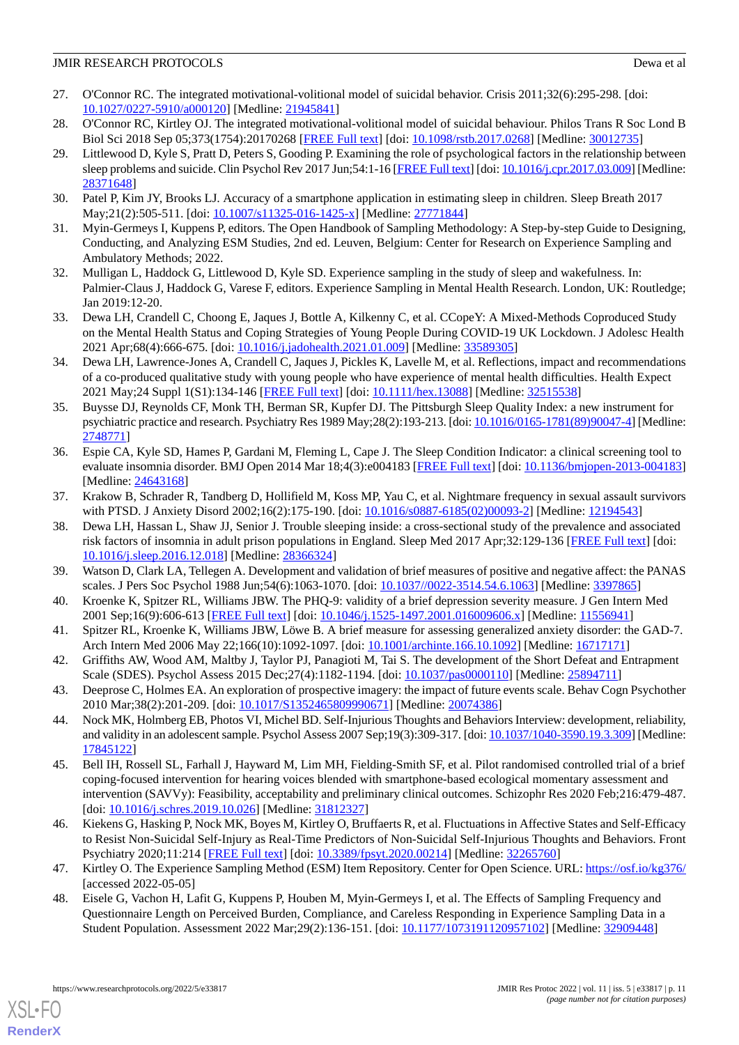27. O'Connor RC. The integrated motivational-volitional model of suicidal behavior. Crisis 2011;32(6):295-298. [doi: 10.1027/0227-5910/a000120] [Medline: 21945841]
28. O'Connor RC, Kirtley OJ. The integrated motivational-volitional model of suicidal behaviour. Philos Trans R Soc Lond B Biol Sci 2018 Sep 05;373(1754):20170268 [FREE Full text] [doi: 10.1098/rstb.2017.0268] [Medline: 30012735]
29. Littlewood D, Kyle S, Pratt D, Peters S, Gooding P. Examining the role of psychological factors in the relationship between sleep problems and suicide. Clin Psychol Rev 2017 Jun;54:1-16 [FREE Full text] [doi: 10.1016/j.cpr.2017.03.009] [Medline: 28371648]
30. Patel P, Kim JY, Brooks LJ. Accuracy of a smartphone application in estimating sleep in children. Sleep Breath 2017 May;21(2):505-511. [doi: 10.1007/s11325-016-1425-x] [Medline: 27771844]
31. Myin-Germeys I, Kuppens P, editors. The Open Handbook of Sampling Methodology: A Step-by-step Guide to Designing, Conducting, and Analyzing ESM Studies, 2nd ed. Leuven, Belgium: Center for Research on Experience Sampling and Ambulatory Methods; 2022.
32. Mulligan L, Haddock G, Littlewood D, Kyle SD. Experience sampling in the study of sleep and wakefulness. In: Palmier-Claus J, Haddock G, Varese F, editors. Experience Sampling in Mental Health Research. London, UK: Routledge; Jan 2019:12-20.
33. Dewa LH, Crandell C, Choong E, Jaques J, Bottle A, Kilkenny C, et al. CCopeY: A Mixed-Methods Coproduced Study on the Mental Health Status and Coping Strategies of Young People During COVID-19 UK Lockdown. J Adolesc Health 2021 Apr;68(4):666-675. [doi: 10.1016/j.jadohealth.2021.01.009] [Medline: 33589305]
34. Dewa LH, Lawrence-Jones A, Crandell C, Jaques J, Pickles K, Lavelle M, et al. Reflections, impact and recommendations of a co-produced qualitative study with young people who have experience of mental health difficulties. Health Expect 2021 May;24 Suppl 1(S1):134-146 [FREE Full text] [doi: 10.1111/hex.13088] [Medline: 32515538]
35. Buysse DJ, Reynolds CF, Monk TH, Berman SR, Kupfer DJ. The Pittsburgh Sleep Quality Index: a new instrument for psychiatric practice and research. Psychiatry Res 1989 May;28(2):193-213. [doi: 10.1016/0165-1781(89)90047-4] [Medline: 2748771]
36. Espie CA, Kyle SD, Hames P, Gardani M, Fleming L, Cape J. The Sleep Condition Indicator: a clinical screening tool to evaluate insomnia disorder. BMJ Open 2014 Mar 18;4(3):e004183 [FREE Full text] [doi: 10.1136/bmjopen-2013-004183] [Medline: 24643168]
37. Krakow B, Schrader R, Tandberg D, Hollifield M, Koss MP, Yau C, et al. Nightmare frequency in sexual assault survivors with PTSD. J Anxiety Disord 2002;16(2):175-190. [doi: 10.1016/s0887-6185(02)00093-2] [Medline: 12194543]
38. Dewa LH, Hassan L, Shaw JJ, Senior J. Trouble sleeping inside: a cross-sectional study of the prevalence and associated risk factors of insomnia in adult prison populations in England. Sleep Med 2017 Apr;32:129-136 [FREE Full text] [doi: 10.1016/j.sleep.2016.12.018] [Medline: 28366324]
39. Watson D, Clark LA, Tellegen A. Development and validation of brief measures of positive and negative affect: the PANAS scales. J Pers Soc Psychol 1988 Jun;54(6):1063-1070. [doi: 10.1037//0022-3514.54.6.1063] [Medline: 3397865]
40. Kroenke K, Spitzer RL, Williams JBW. The PHQ-9: validity of a brief depression severity measure. J Gen Intern Med 2001 Sep;16(9):606-613 [FREE Full text] [doi: 10.1046/j.1525-1497.2001.016009606.x] [Medline: 11556941]
41. Spitzer RL, Kroenke K, Williams JBW, Löwe B. A brief measure for assessing generalized anxiety disorder: the GAD-7. Arch Intern Med 2006 May 22;166(10):1092-1097. [doi: 10.1001/archinte.166.10.1092] [Medline: 16717171]
42. Griffiths AW, Wood AM, Maltby J, Taylor PJ, Panagioti M, Tai S. The development of the Short Defeat and Entrapment Scale (SDES). Psychol Assess 2015 Dec;27(4):1182-1194. [doi: 10.1037/pas0000110] [Medline: 25894711]
43. Deeprose C, Holmes EA. An exploration of prospective imagery: the impact of future events scale. Behav Cogn Psychother 2010 Mar;38(2):201-209. [doi: 10.1017/S1352465809990671] [Medline: 20074386]
44. Nock MK, Holmberg EB, Photos VI, Michel BD. Self-Injurious Thoughts and Behaviors Interview: development, reliability, and validity in an adolescent sample. Psychol Assess 2007 Sep;19(3):309-317. [doi: 10.1037/1040-3590.19.3.309] [Medline: 17845122]
45. Bell IH, Rossell SL, Farhall J, Hayward M, Lim MH, Fielding-Smith SF, et al. Pilot randomised controlled trial of a brief coping-focused intervention for hearing voices blended with smartphone-based ecological momentary assessment and intervention (SAVVy): Feasibility, acceptability and preliminary clinical outcomes. Schizophr Res 2020 Feb;216:479-487. [doi: 10.1016/j.schres.2019.10.026] [Medline: 31812327]
46. Kiekens G, Hasking P, Nock MK, Boyes M, Kirtley O, Bruffaerts R, et al. Fluctuations in Affective States and Self-Efficacy to Resist Non-Suicidal Self-Injury as Real-Time Predictors of Non-Suicidal Self-Injurious Thoughts and Behaviors. Front Psychiatry 2020;11:214 [FREE Full text] [doi: 10.3389/fpsyt.2020.00214] [Medline: 32265760]
47. Kirtley O. The Experience Sampling Method (ESM) Item Repository. Center for Open Science. URL: https://osf.io/kg376/ [accessed 2022-05-05]
48. Eisele G, Vachon H, Lafit G, Kuppens P, Houben M, Myin-Germeys I, et al. The Effects of Sampling Frequency and Questionnaire Length on Perceived Burden, Compliance, and Careless Responding in Experience Sampling Data in a Student Population. Assessment 2022 Mar;29(2):136-151. [doi: 10.1177/1073191120957102] [Medline: 32909448]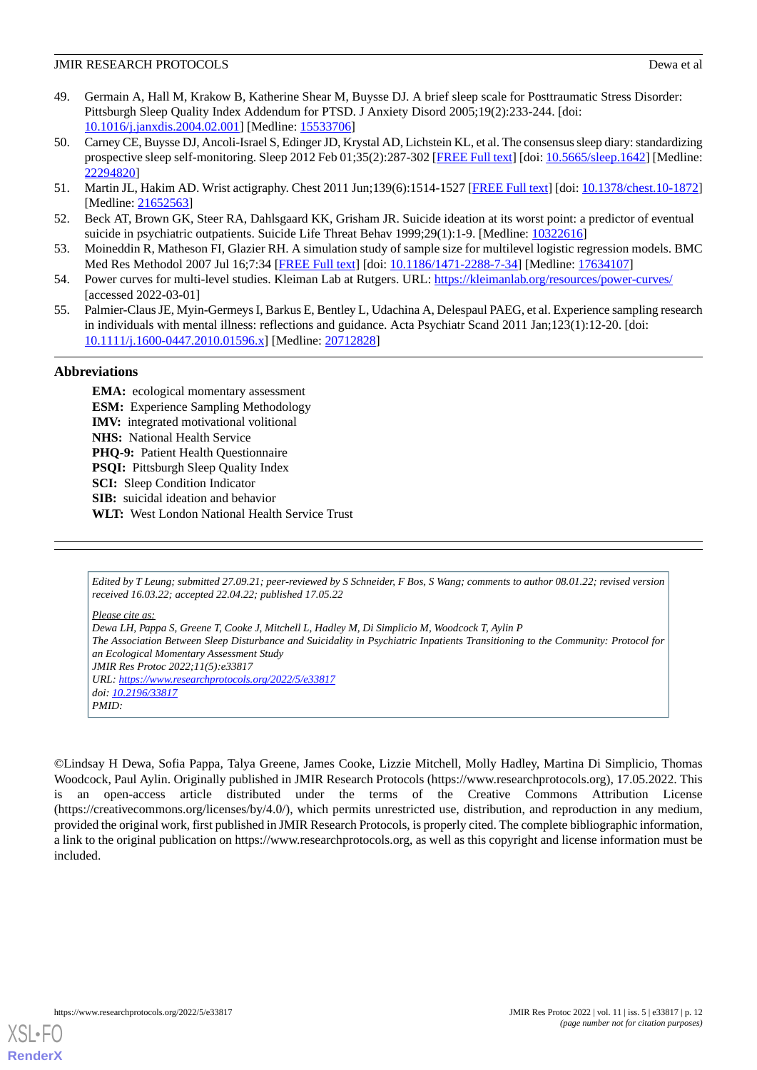49. Germain A, Hall M, Krakow B, Katherine Shear M, Buysse DJ. A brief sleep scale for Posttraumatic Stress Disorder: Pittsburgh Sleep Quality Index Addendum for PTSD. J Anxiety Disord 2005;19(2):233-244. [doi: 10.1016/j.janxdis.2004.02.001] [Medline: 15533706]
50. Carney CE, Buysse DJ, Ancoli-Israel S, Edinger JD, Krystal AD, Lichstein KL, et al. The consensus sleep diary: standardizing prospective sleep self-monitoring. Sleep 2012 Feb 01;35(2):287-302 [FREE Full text] [doi: 10.5665/sleep.1642] [Medline: 22294820]
51. Martin JL, Hakim AD. Wrist actigraphy. Chest 2011 Jun;139(6):1514-1527 [FREE Full text] [doi: 10.1378/chest.10-1872] [Medline: 21652563]
52. Beck AT, Brown GK, Steer RA, Dahlsgaard KK, Grisham JR. Suicide ideation at its worst point: a predictor of eventual suicide in psychiatric outpatients. Suicide Life Threat Behav 1999;29(1):1-9. [Medline: 10322616]
53. Moineddin R, Matheson FI, Glazier RH. A simulation study of sample size for multilevel logistic regression models. BMC Med Res Methodol 2007 Jul 16;7:34 [FREE Full text] [doi: 10.1186/1471-2288-7-34] [Medline: 17634107]
54. Power curves for multi-level studies. Kleiman Lab at Rutgers. URL: https://kleimanlab.org/resources/power-curves/ [accessed 2022-03-01]
55. Palmier-Claus JE, Myin-Germeys I, Barkus E, Bentley L, Udachina A, Delespaul PAEG, et al. Experience sampling research in individuals with mental illness: reflections and guidance. Acta Psychiatr Scand 2011 Jan;123(1):12-20. [doi: 10.1111/j.1600-0447.2010.01596.x] [Medline: 20712828]

## Abbreviations

**EMA:** ecological momentary assessment
**ESM:** Experience Sampling Methodology
**IMV:** integrated motivational volitional
**NHS:** National Health Service
**PHQ-9:** Patient Health Questionnaire
**PSQI:** Pittsburgh Sleep Quality Index
**SCI:** Sleep Condition Indicator
**SIB:** suicidal ideation and behavior
**WLT:** West London National Health Service Trust

*Edited by T Leung; submitted 27.09.21; peer-reviewed by S Schneider, F Bos, S Wang; comments to author 08.01.22; revised version received 16.03.22; accepted 22.04.22; published 17.05.22*

*Please cite as:*
*Dewa LH, Pappa S, Greene T, Cooke J, Mitchell L, Hadley M, Di Simplicio M, Woodcock T, Aylin P*
*The Association Between Sleep Disturbance and Suicidality in Psychiatric Inpatients Transitioning to the Community: Protocol for an Ecological Momentary Assessment Study*
*JMIR Res Protoc 2022;11(5):e33817*
*URL: https://www.researchprotocols.org/2022/5/e33817*
*doi: 10.2196/33817*
*PMID:*

©Lindsay H Dewa, Sofia Pappa, Talya Greene, James Cooke, Lizzie Mitchell, Molly Hadley, Martina Di Simplicio, Thomas Woodcock, Paul Aylin. Originally published in JMIR Research Protocols (https://www.researchprotocols.org), 17.05.2022. This is an open-access article distributed under the terms of the Creative Commons Attribution License (https://creativecommons.org/licenses/by/4.0/), which permits unrestricted use, distribution, and reproduction in any medium, provided the original work, first published in JMIR Research Protocols, is properly cited. The complete bibliographic information, a link to the original publication on https://www.researchprotocols.org, as well as this copyright and license information must be included.